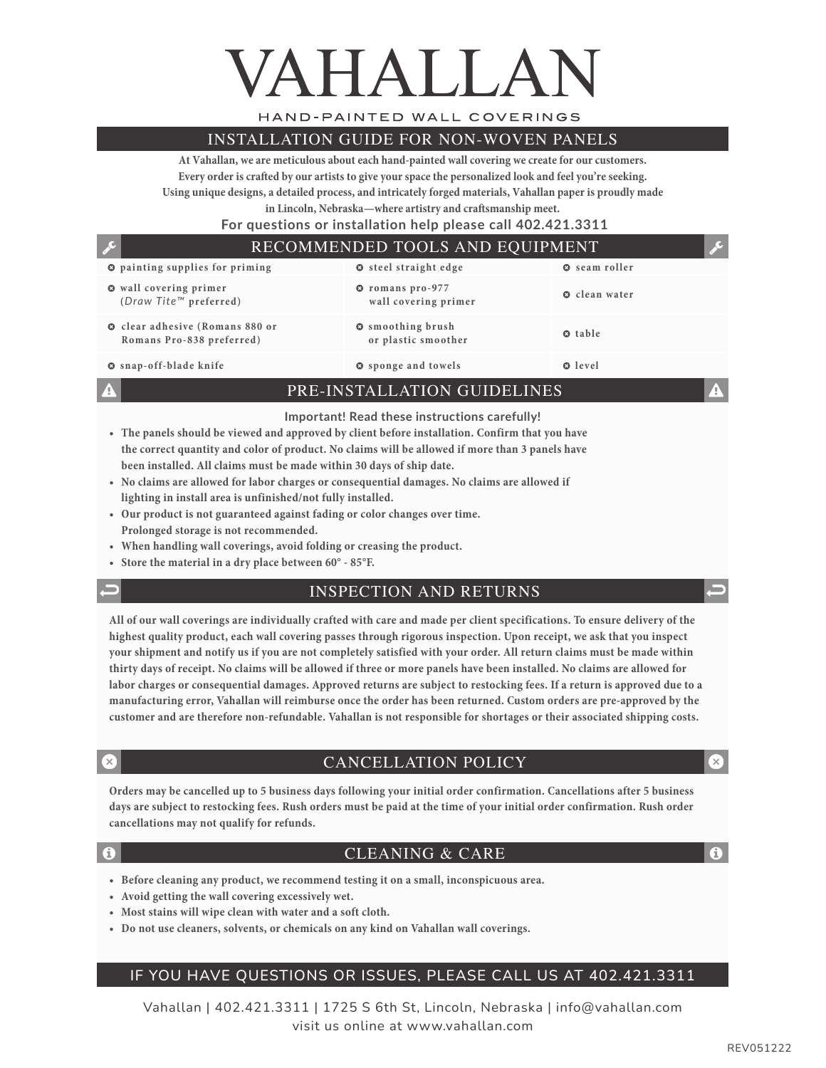# VAHALLAN

HAND-PAINTED WALL COVERINGS

## INSTALLATION GUIDE FOR NON-WOVEN PANELS

**At Vahallan, we are meticulous about each hand-painted wall covering we create for our customers. Every order is crafted by our artists to give your space the personalized look and feel you're seeking. Using unique designs, a detailed process, and intricately forged materials, Vahallan paper is proudly made in Lincoln, Nebraska—where artistry and craftsmanship meet.**

**For questions or installation help please call 402.421.3311**

## RECOMMENDED TOOLS AND EQUIPMENT

| | | |
|---|---|---|
| painting supplies for priming | steel straight edge | seam roller |
| wall covering primer (*Draw Tite™* preferred) | romans pro-977 wall covering primer | clean water |
| clear adhesive (Romans 880 or Romans Pro-838 preferred) | smoothing brush or plastic smoother | table |
| snap-off-blade knife | sponge and towels | level |

## PRE-INSTALLATION GUIDELINES

**Important! Read these instructions carefully!**

- **The panels should be viewed and approved by client before installation. Confirm that you have the correct quantity and color of product. No claims will be allowed if more than 3 panels have been installed. All claims must be made within 30 days of ship date.**
- **No claims are allowed for labor charges or consequential damages. No claims are allowed if lighting in install area is unfinished/not fully installed.**
- **Our product is not guaranteed against fading or color changes over time. Prolonged storage is not recommended.**
- **When handling wall coverings, avoid folding or creasing the product.**
- **Store the material in a dry place between 60° - 85°F.**

## INSPECTION AND RETURNS

**All of our wall coverings are individually crafted with care and made per client specifications. To ensure delivery of the highest quality product, each wall covering passes through rigorous inspection. Upon receipt, we ask that you inspect your shipment and notify us if you are not completely satisfied with your order. All return claims must be made within thirty days of receipt. No claims will be allowed if three or more panels have been installed. No claims are allowed for labor charges or consequential damages. Approved returns are subject to restocking fees. If a return is approved due to a manufacturing error, Vahallan will reimburse once the order has been returned. Custom orders are pre-approved by the customer and are therefore non-refundable. Vahallan is not responsible for shortages or their associated shipping costs.**

## CANCELLATION POLICY

**Orders may be cancelled up to 5 business days following your initial order confirmation. Cancellations after 5 business days are subject to restocking fees. Rush orders must be paid at the time of your initial order confirmation. Rush order cancellations may not qualify for refunds.**

## CLEANING & CARE

- **Before cleaning any product, we recommend testing it on a small, inconspicuous area.**
- **Avoid getting the wall covering excessively wet.**
- **Most stains will wipe clean with water and a soft cloth.**
- **Do not use cleaners, solvents, or chemicals on any kind on Vahallan wall coverings.**

## IF YOU HAVE QUESTIONS OR ISSUES, PLEASE CALL US AT 402.421.3311

Vahallan | 402.421.3311 | 1725 S 6th St, Lincoln, Nebraska | info@vahallan.com
visit us online at www.vahallan.com

REV051222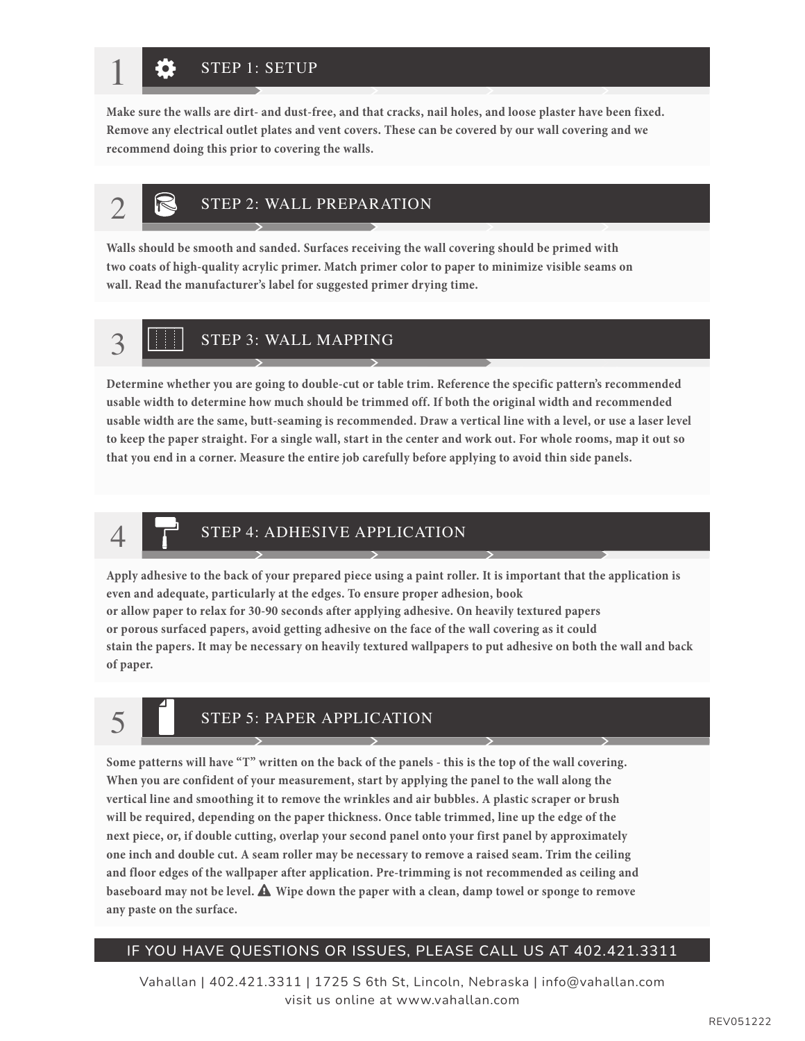## 1 STEP 1: SETUP

**Make sure the walls are dirt- and dust-free, and that cracks, nail holes, and loose plaster have been fixed. Remove any electrical outlet plates and vent covers. These can be covered by our wall covering and we recommend doing this prior to covering the walls.**

## 2 STEP 2: WALL PREPARATION

**Walls should be smooth and sanded. Surfaces receiving the wall covering should be primed with two coats of high-quality acrylic primer. Match primer color to paper to minimize visible seams on wall. Read the manufacturer's label for suggested primer drying time.**

## 3 STEP 3: WALL MAPPING

**Determine whether you are going to double-cut or table trim. Reference the specific pattern's recommended usable width to determine how much should be trimmed off. If both the original width and recommended usable width are the same, butt-seaming is recommended. Draw a vertical line with a level, or use a laser level to keep the paper straight. For a single wall, start in the center and work out. For whole rooms, map it out so that you end in a corner. Measure the entire job carefully before applying to avoid thin side panels.**

## 4 STEP 4: ADHESIVE APPLICATION

**Apply adhesive to the back of your prepared piece using a paint roller. It is important that the application is even and adequate, particularly at the edges. To ensure proper adhesion, book or allow paper to relax for 30-90 seconds after applying adhesive. On heavily textured papers or porous surfaced papers, avoid getting adhesive on the face of the wall covering as it could stain the papers. It may be necessary on heavily textured wallpapers to put adhesive on both the wall and back of paper.**

## 5 STEP 5: PAPER APPLICATION

**Some patterns will have "T" written on the back of the panels - this is the top of the wall covering. When you are confident of your measurement, start by applying the panel to the wall along the vertical line and smoothing it to remove the wrinkles and air bubbles. A plastic scraper or brush will be required, depending on the paper thickness. Once table trimmed, line up the edge of the next piece, or, if double cutting, overlap your second panel onto your first panel by approximately one inch and double cut. A seam roller may be necessary to remove a raised seam. Trim the ceiling and floor edges of the wallpaper after application. Pre-trimming is not recommended as ceiling and baseboard may not be level. ⚠ Wipe down the paper with a clean, damp towel or sponge to remove any paste on the surface.**

**IF YOU HAVE QUESTIONS OR ISSUES, PLEASE CALL US AT 402.421.3311**

Vahallan | 402.421.3311 | 1725 S 6th St, Lincoln, Nebraska | info@vahallan.com
visit us online at www.vahallan.com

REV051222